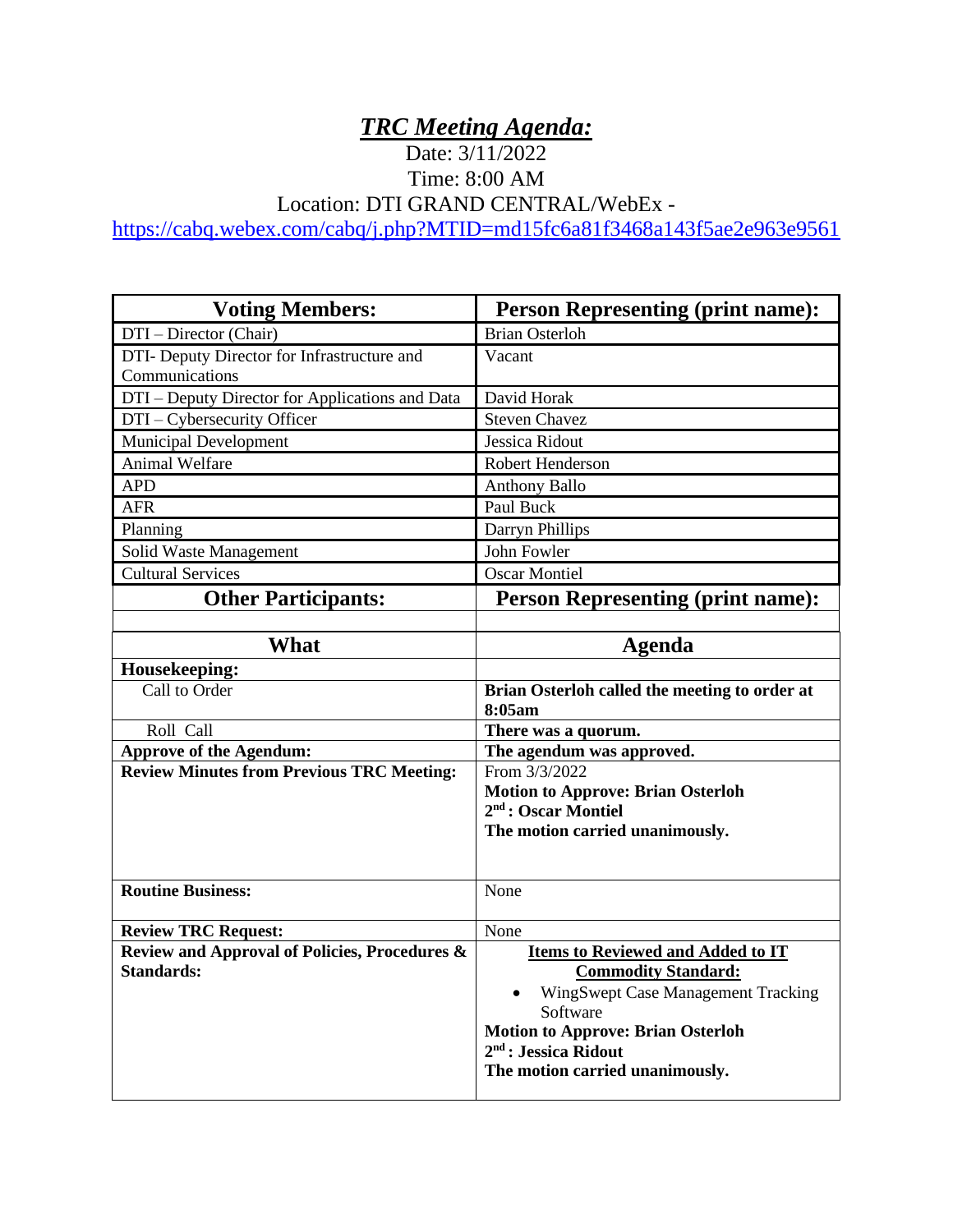# *TRC Meeting Agenda:*

Date: 3/11/2022

Time: 8:00 AM

Location: DTI GRAND CENTRAL/WebEx - https://cabq.webex.com/cabq/j.php?MTID=md15fc6a81f3468a143f5ae2e963e9561

| **Voting Members:** | **Person Representing (print name):** |
|---|---|
| DTI – Director (Chair) | Brian Osterloh |
| DTI- Deputy Director for Infrastructure and Communications | Vacant |
| DTI – Deputy Director for Applications and Data | David Horak |
| DTI – Cybersecurity Officer | Steven Chavez |
| Municipal Development | Jessica Ridout |
| Animal Welfare | Robert Henderson |
| APD | Anthony Ballo |
| AFR | Paul Buck |
| Planning | Darryn Phillips |
| Solid Waste Management | John Fowler |
| Cultural Services | Oscar Montiel |
| **Other Participants:** | **Person Representing (print name):** |
| | |

| **What** | **Agenda** |
|---|---|
| **Housekeeping:** | |
| Call to Order | **Brian Osterloh called the meeting to order at 8:05am** |
| Roll Call | **There was a quorum.** |
| **Approve of the Agendum:** | **The agendum was approved.** |
| **Review Minutes from Previous TRC Meeting:** | From 3/3/2022<br>**Motion to Approve: Brian Osterloh**<br>**2nd : Oscar Montiel**<br>**The motion carried unanimously.** |
| **Routine Business:** | None |
| **Review TRC Request:** | None |
| **Review and Approval of Policies, Procedures & Standards:** | **Items to Reviewed and Added to IT Commodity Standard:**<br>• WingSwept Case Management Tracking Software<br>**Motion to Approve: Brian Osterloh**<br>**2nd : Jessica Ridout**<br>**The motion carried unanimously.** |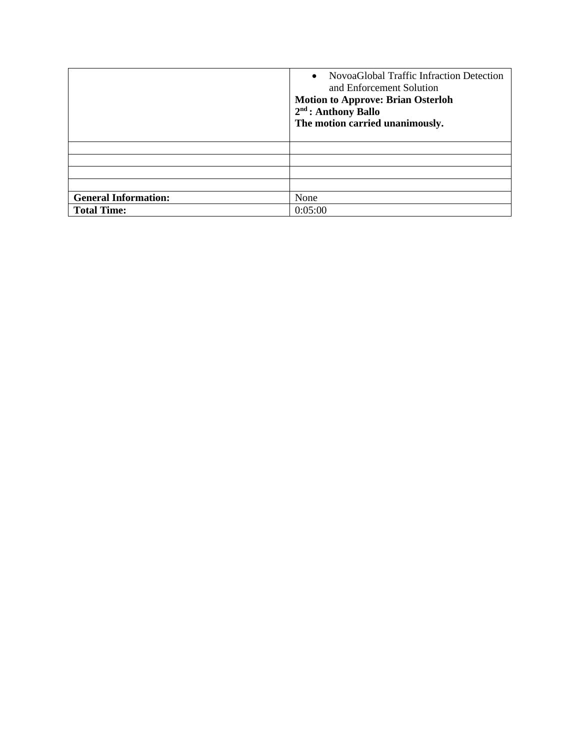| | |
|---|---|
| | • NovoaGlobal Traffic Infraction Detection and Enforcement Solution<br>**Motion to Approve: Brian Osterloh**<br>**2nd : Anthony Ballo**<br>**The motion carried unanimously.** |
| | |
| | |
| | |
| | |
| **General Information:** | None |
| **Total Time:** | 0:05:00 |